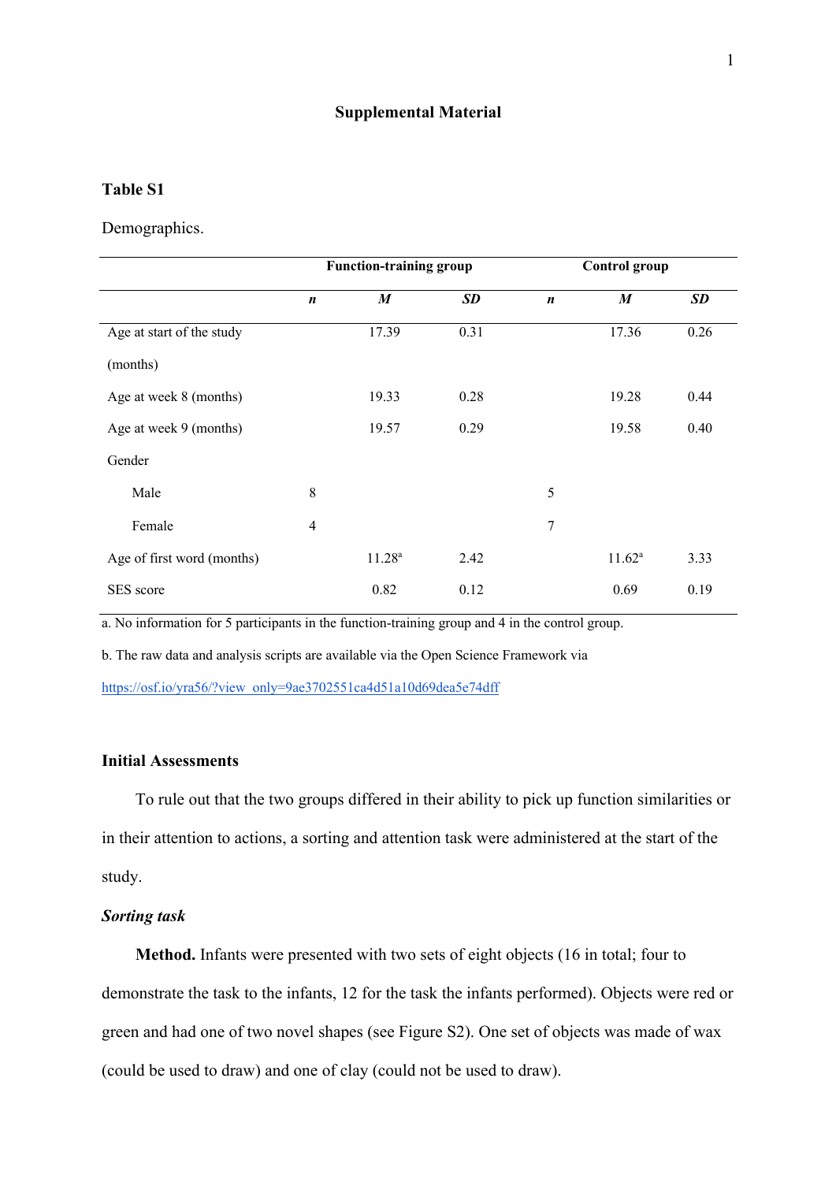# Supplemental Material

**Table S1**

Demographics.

| | Function-training group | | | Control group | | |
|---|---|---|---|---|---|---|
| | ***n*** | ***M*** | ***SD*** | ***n*** | ***M*** | ***SD*** |
| Age at start of the study (months) | | 17.39 | 0.31 | | 17.36 | 0.26 |
| Age at week 8 (months) | | 19.33 | 0.28 | | 19.28 | 0.44 |
| Age at week 9 (months) | | 19.57 | 0.29 | | 19.58 | 0.40 |
| Gender | | | | | | |
| Male | 8 | | | 5 | | |
| Female | 4 | | | 7 | | |
| Age of first word (months) | | 11.28[a] | 2.42 | | 11.62[a] | 3.33 |
| SES score | | 0.82 | 0.12 | | 0.69 | 0.19 |

a. No information for 5 participants in the function-training group and 4 in the control group.

b. The raw data and analysis scripts are available via the Open Science Framework via https://osf.io/yra56/?view_only=9ae3702551ca4d51a10d69dea5e74dff

## Initial Assessments

To rule out that the two groups differed in their ability to pick up function similarities or in their attention to actions, a sorting and attention task were administered at the start of the study.

### *Sorting task*

**Method.** Infants were presented with two sets of eight objects (16 in total; four to demonstrate the task to the infants, 12 for the task the infants performed). Objects were red or green and had one of two novel shapes (see Figure S2). One set of objects was made of wax (could be used to draw) and one of clay (could not be used to draw).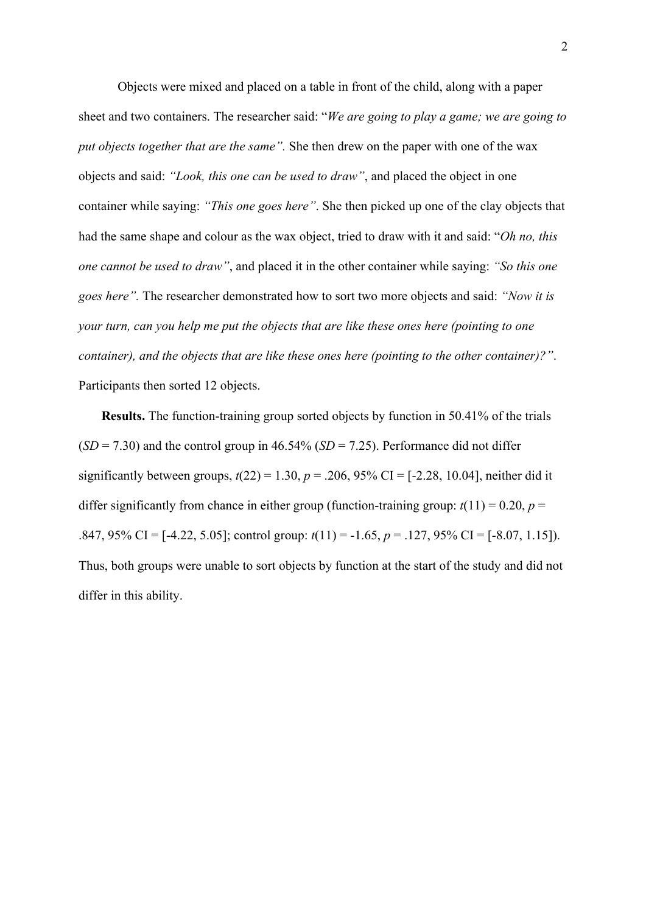Objects were mixed and placed on a table in front of the child, along with a paper sheet and two containers. The researcher said: "*We are going to play a game; we are going to put objects together that are the same".* She then drew on the paper with one of the wax objects and said: *"Look, this one can be used to draw"*, and placed the object in one container while saying: *"This one goes here"*. She then picked up one of the clay objects that had the same shape and colour as the wax object, tried to draw with it and said: "*Oh no, this one cannot be used to draw"*, and placed it in the other container while saying: *"So this one goes here".* The researcher demonstrated how to sort two more objects and said: *"Now it is your turn, can you help me put the objects that are like these ones here (pointing to one container), and the objects that are like these ones here (pointing to the other container)?"*. Participants then sorted 12 objects.

**Results.** The function-training group sorted objects by function in 50.41% of the trials ($SD$ = 7.30) and the control group in 46.54% ($SD$ = 7.25). Performance did not differ significantly between groups, $t(22) = 1.30$, $p = .206$, 95% CI = [-2.28, 10.04], neither did it differ significantly from chance in either group (function-training group: $t(11) = 0.20$, $p = .847$, 95% CI = [-4.22, 5.05]; control group: $t(11) = -1.65$, $p = .127$, 95% CI = [-8.07, 1.15]). Thus, both groups were unable to sort objects by function at the start of the study and did not differ in this ability.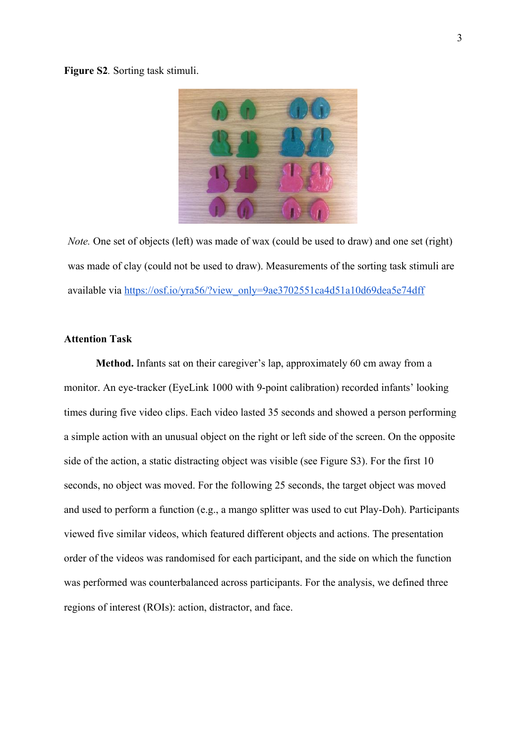**Figure S2**. Sorting task stimuli.

*Note.* One set of objects (left) was made of wax (could be used to draw) and one set (right) was made of clay (could not be used to draw). Measurements of the sorting task stimuli are available via https://osf.io/yra56/?view_only=9ae3702551ca4d51a10d69dea5e74dff

**Attention Task**

**Method.** Infants sat on their caregiver's lap, approximately 60 cm away from a monitor. An eye-tracker (EyeLink 1000 with 9-point calibration) recorded infants' looking times during five video clips. Each video lasted 35 seconds and showed a person performing a simple action with an unusual object on the right or left side of the screen. On the opposite side of the action, a static distracting object was visible (see Figure S3). For the first 10 seconds, no object was moved. For the following 25 seconds, the target object was moved and used to perform a function (e.g., a mango splitter was used to cut Play-Doh). Participants viewed five similar videos, which featured different objects and actions. The presentation order of the videos was randomised for each participant, and the side on which the function was performed was counterbalanced across participants. For the analysis, we defined three regions of interest (ROIs): action, distractor, and face.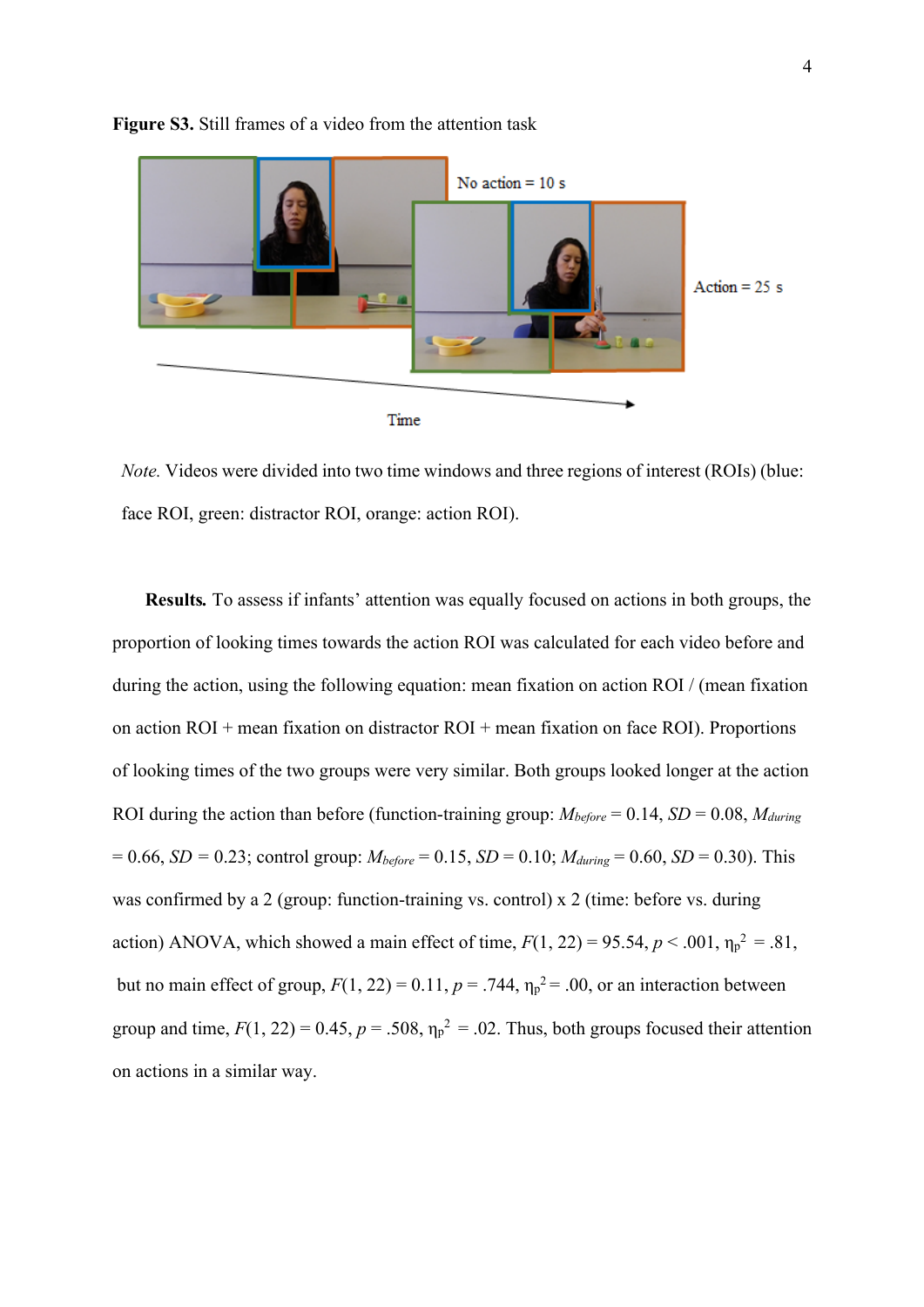**Figure S3.** Still frames of a video from the attention task

*Note.* Videos were divided into two time windows and three regions of interest (ROIs) (blue: face ROI, green: distractor ROI, orange: action ROI).

**Results.** To assess if infants' attention was equally focused on actions in both groups, the proportion of looking times towards the action ROI was calculated for each video before and during the action, using the following equation: mean fixation on action ROI / (mean fixation on action ROI + mean fixation on distractor ROI + mean fixation on face ROI). Proportions of looking times of the two groups were very similar. Both groups looked longer at the action ROI during the action than before (function-training group: $M_{before}$ = 0.14, *SD* = 0.08, $M_{during}$ = 0.66, *SD* = 0.23; control group: $M_{before}$ = 0.15, *SD* = 0.10; $M_{during}$ = 0.60, *SD* = 0.30). This was confirmed by a 2 (group: function-training vs. control) x 2 (time: before vs. during action) ANOVA, which showed a main effect of time, $F(1, 22) = 95.54$, $p < .001$, $\eta_p^2 = .81$, but no main effect of group, $F(1, 22) = 0.11$, $p = .744$, $\eta_p^2 = .00$, or an interaction between group and time, $F(1, 22) = 0.45$, $p = .508$, $\eta_p^2 = .02$. Thus, both groups focused their attention on actions in a similar way.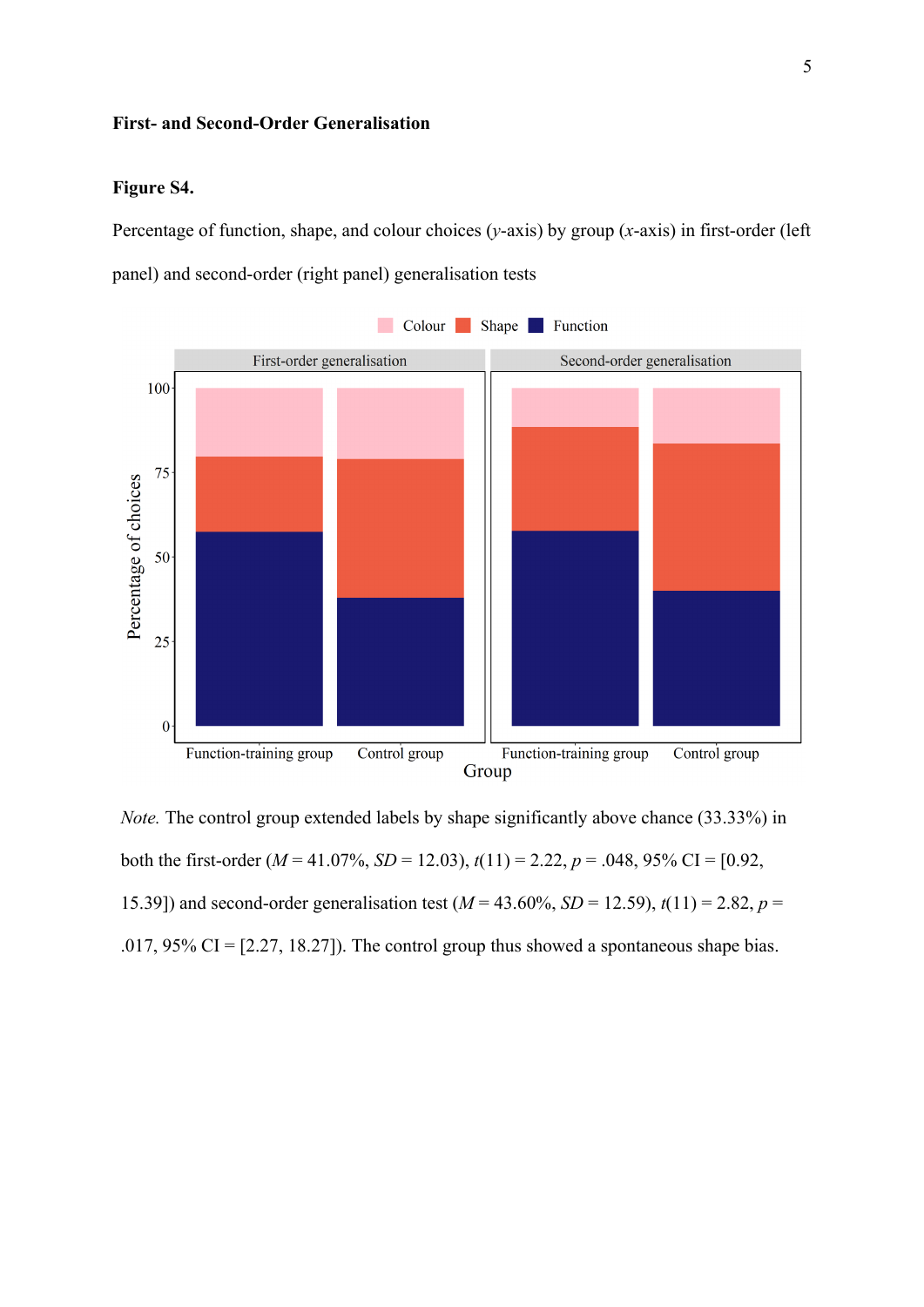**First- and Second-Order Generalisation**

**Figure S4.**

Percentage of function, shape, and colour choices (*y*-axis) by group (*x*-axis) in first-order (left panel) and second-order (right panel) generalisation tests

Colour Shape Function

First-order generalisation

Second-order generalisation

100
75
50
25
0

Percentage of choices

Function-training group Control group Function-training group Control group

Group

*Note.* The control group extended labels by shape significantly above chance (33.33%) in both the first-order ($M$ = 41.07%, $SD$ = 12.03), $t(11)$ = 2.22, $p$ = .048, 95% CI = [0.92, 15.39]) and second-order generalisation test ($M$ = 43.60%, $SD$ = 12.59), $t(11)$ = 2.82, $p$ = .017, 95% CI = [2.27, 18.27]). The control group thus showed a spontaneous shape bias.